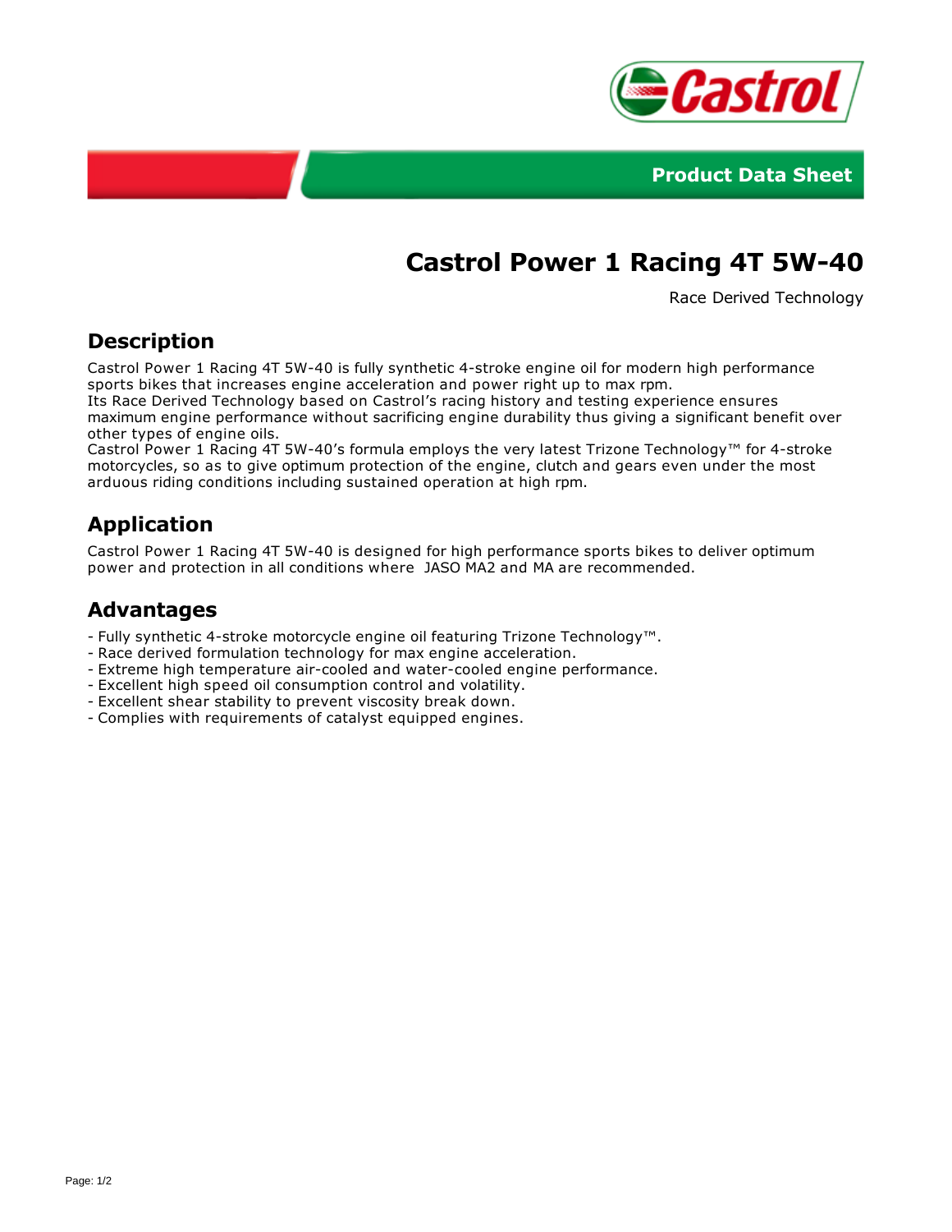Product Data Sheet

# Castrol Power 1 Racing 4T 5W-40

Race Derived Technology

## Description

Castrol Power 1 Racing 4T 5W-40 is fully synthetic 4-stroke engine oil for modern high performance sports bikes that increases engine acceleration and power right up to max rpm.
Its Race Derived Technology based on Castrol's racing history and testing experience ensures maximum engine performance without sacrificing engine durability thus giving a significant benefit over other types of engine oils.
Castrol Power 1 Racing 4T 5W-40's formula employs the very latest Trizone Technology™ for 4-stroke motorcycles, so as to give optimum protection of the engine, clutch and gears even under the most arduous riding conditions including sustained operation at high rpm.

## Application

Castrol Power 1 Racing 4T 5W-40 is designed for high performance sports bikes to deliver optimum power and protection in all conditions where JASO MA2 and MA are recommended.

## Advantages

- Fully synthetic 4-stroke motorcycle engine oil featuring Trizone Technology™.
- Race derived formulation technology for max engine acceleration.
- Extreme high temperature air-cooled and water-cooled engine performance.
- Excellent high speed oil consumption control and volatility.
- Excellent shear stability to prevent viscosity break down.
- Complies with requirements of catalyst equipped engines.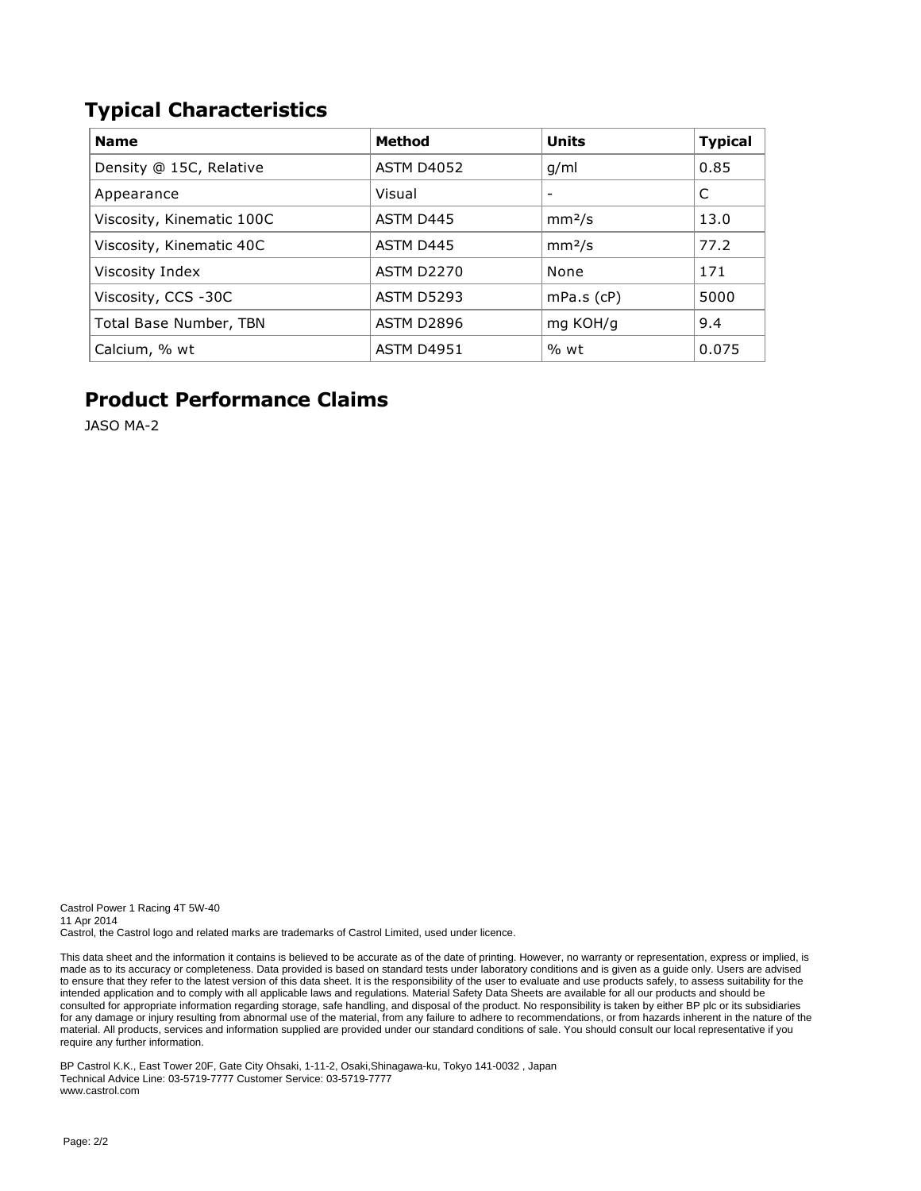## Typical Characteristics

| Name | Method | Units | Typical |
|---|---|---|---|
| Density @ 15C, Relative | ASTM D4052 | g/ml | 0.85 |
| Appearance | Visual | - | C |
| Viscosity, Kinematic 100C | ASTM D445 | $mm^2/s$ | 13.0 |
| Viscosity, Kinematic 40C | ASTM D445 | $mm^2/s$ | 77.2 |
| Viscosity Index | ASTM D2270 | None | 171 |
| Viscosity, CCS -30C | ASTM D5293 | mPa.s (cP) | 5000 |
| Total Base Number, TBN | ASTM D2896 | mg KOH/g | 9.4 |
| Calcium, % wt | ASTM D4951 | % wt | 0.075 |

## Product Performance Claims

JASO MA-2

Castrol Power 1 Racing 4T 5W-40
11 Apr 2014
Castrol, the Castrol logo and related marks are trademarks of Castrol Limited, used under licence.

This data sheet and the information it contains is believed to be accurate as of the date of printing. However, no warranty or representation, express or implied, is made as to its accuracy or completeness. Data provided is based on standard tests under laboratory conditions and is given as a guide only. Users are advised to ensure that they refer to the latest version of this data sheet. It is the responsibility of the user to evaluate and use products safely, to assess suitability for the intended application and to comply with all applicable laws and regulations. Material Safety Data Sheets are available for all our products and should be consulted for appropriate information regarding storage, safe handling, and disposal of the product. No responsibility is taken by either BP plc or its subsidiaries for any damage or injury resulting from abnormal use of the material, from any failure to adhere to recommendations, or from hazards inherent in the nature of the material. All products, services and information supplied are provided under our standard conditions of sale. You should consult our local representative if you require any further information.

BP Castrol K.K., East Tower 20F, Gate City Ohsaki, 1-11-2, Osaki,Shinagawa-ku, Tokyo 141-0032 , Japan
Technical Advice Line: 03-5719-7777 Customer Service: 03-5719-7777
www.castrol.com